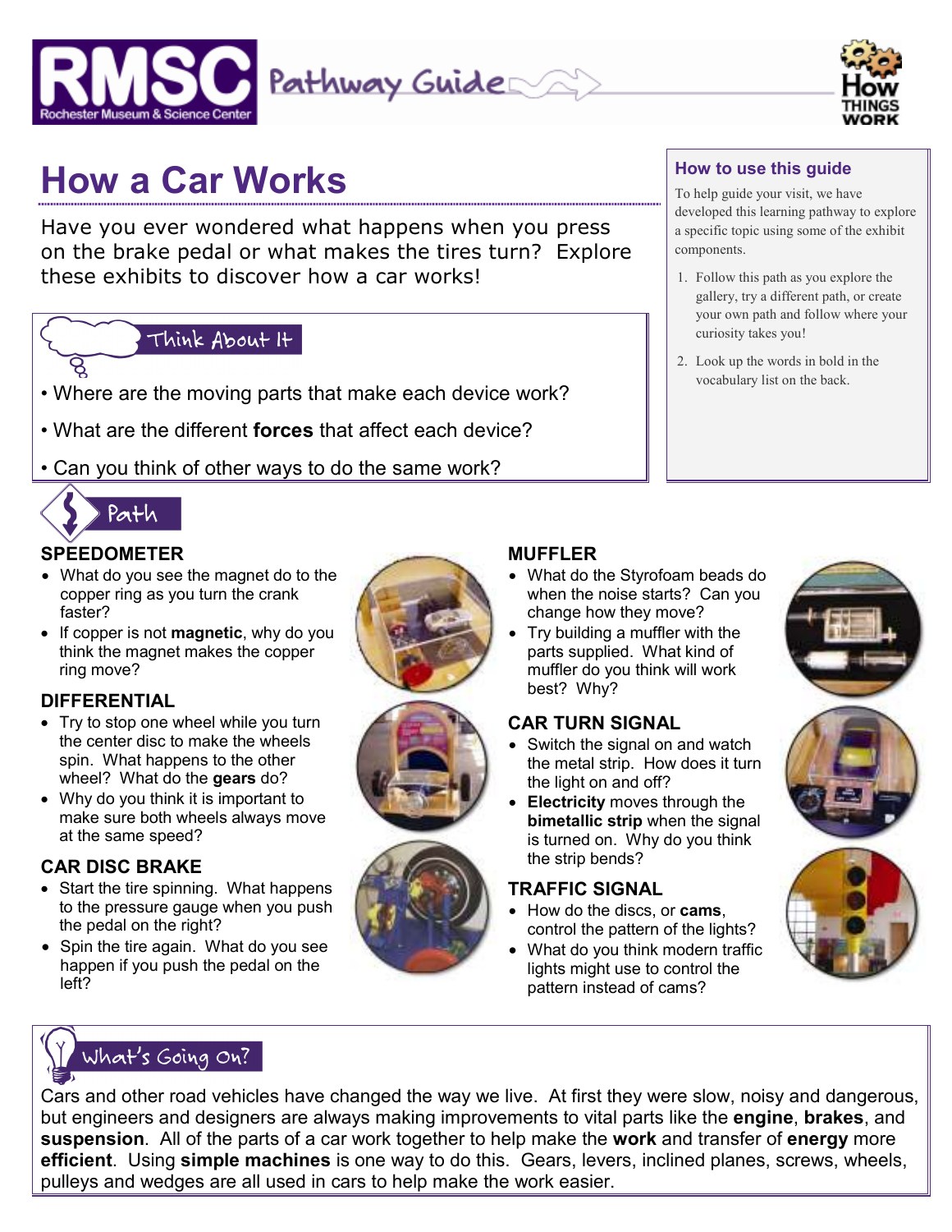RMSC Rochester Museum & Science Center — Pathway Guide — How Things Work

# How a Car Works

Have you ever wondered what happens when you press on the brake pedal or what makes the tires turn? Explore these exhibits to discover how a car works!

### How to use this guide

To help guide your visit, we have developed this learning pathway to explore a specific topic using some of the exhibit components.

1. Follow this path as you explore the gallery, try a different path, or create your own path and follow where your curiosity takes you!
2. Look up the words in bold in the vocabulary list on the back.

## Think About It

- Where are the moving parts that make each device work?
- What are the different **forces** that affect each device?
- Can you think of other ways to do the same work?

## Path

### SPEEDOMETER

- What do you see the magnet do to the copper ring as you turn the crank faster?
- If copper is not **magnetic**, why do you think the magnet makes the copper ring move?

### DIFFERENTIAL

- Try to stop one wheel while you turn the center disc to make the wheels spin. What happens to the other wheel? What do the **gears** do?
- Why do you think it is important to make sure both wheels always move at the same speed?

### CAR DISC BRAKE

- Start the tire spinning. What happens to the pressure gauge when you push the pedal on the right?
- Spin the tire again. What do you see happen if you push the pedal on the left?

### MUFFLER

- What do the Styrofoam beads do when the noise starts? Can you change how they move?
- Try building a muffler with the parts supplied. What kind of muffler do you think will work best? Why?

### CAR TURN SIGNAL

- Switch the signal on and watch the metal strip. How does it turn the light on and off?
- **Electricity** moves through the **bimetallic strip** when the signal is turned on. Why do you think the strip bends?

### TRAFFIC SIGNAL

- How do the discs, or **cams**, control the pattern of the lights?
- What do you think modern traffic lights might use to control the pattern instead of cams?

## What's Going On?

Cars and other road vehicles have changed the way we live. At first they were slow, noisy and dangerous, but engineers and designers are always making improvements to vital parts like the **engine**, **brakes**, and **suspension**. All of the parts of a car work together to help make the **work** and transfer of **energy** more **efficient**. Using **simple machines** is one way to do this. Gears, levers, inclined planes, screws, wheels, pulleys and wedges are all used in cars to help make the work easier.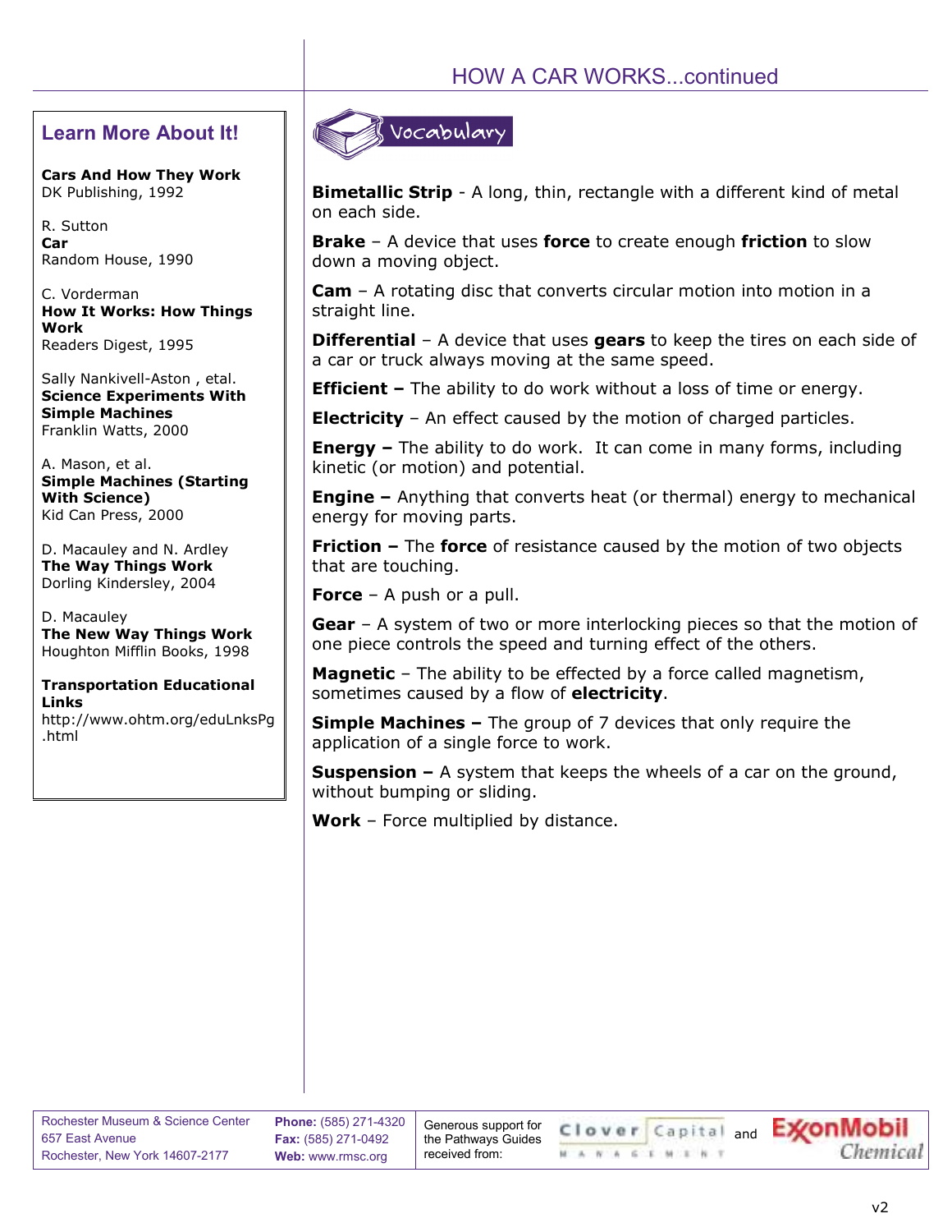## Learn More About It!

**Cars And How They Work**
DK Publishing, 1992

R. Sutton
**Car**
Random House, 1990

C. Vorderman
**How It Works: How Things Work**
Readers Digest, 1995

Sally Nankivell-Aston , etal.
**Science Experiments With Simple Machines**
Franklin Watts, 2000

A. Mason, et al.
**Simple Machines (Starting With Science)**
Kid Can Press, 2000

D. Macauley and N. Ardley
**The Way Things Work**
Dorling Kindersley, 2004

D. Macauley
**The New Way Things Work**
Houghton Mifflin Books, 1998

**Transportation Educational Links**
http://www.ohtm.org/eduLnksPg.html

## Vocabulary

**Bimetallic Strip** - A long, thin, rectangle with a different kind of metal on each side.

**Brake** – A device that uses **force** to create enough **friction** to slow down a moving object.

**Cam** – A rotating disc that converts circular motion into motion in a straight line.

**Differential** – A device that uses **gears** to keep the tires on each side of a car or truck always moving at the same speed.

**Efficient –** The ability to do work without a loss of time or energy.

**Electricity** – An effect caused by the motion of charged particles.

**Energy –** The ability to do work. It can come in many forms, including kinetic (or motion) and potential.

**Engine –** Anything that converts heat (or thermal) energy to mechanical energy for moving parts.

**Friction –** The **force** of resistance caused by the motion of two objects that are touching.

**Force** – A push or a pull.

**Gear** – A system of two or more interlocking pieces so that the motion of one piece controls the speed and turning effect of the others.

**Magnetic** – The ability to be effected by a force called magnetism, sometimes caused by a flow of **electricity**.

**Simple Machines –** The group of 7 devices that only require the application of a single force to work.

**Suspension –** A system that keeps the wheels of a car on the ground, without bumping or sliding.

**Work** – Force multiplied by distance.

Rochester Museum & Science Center
657 East Avenue
Rochester, New York 14607-2177

**Phone:** (585) 271-4320
**Fax:** (585) 271-0492
**Web:** www.rmsc.org

Generous support for the Pathways Guides received from: Clover Capital Management and ExxonMobil Chemical